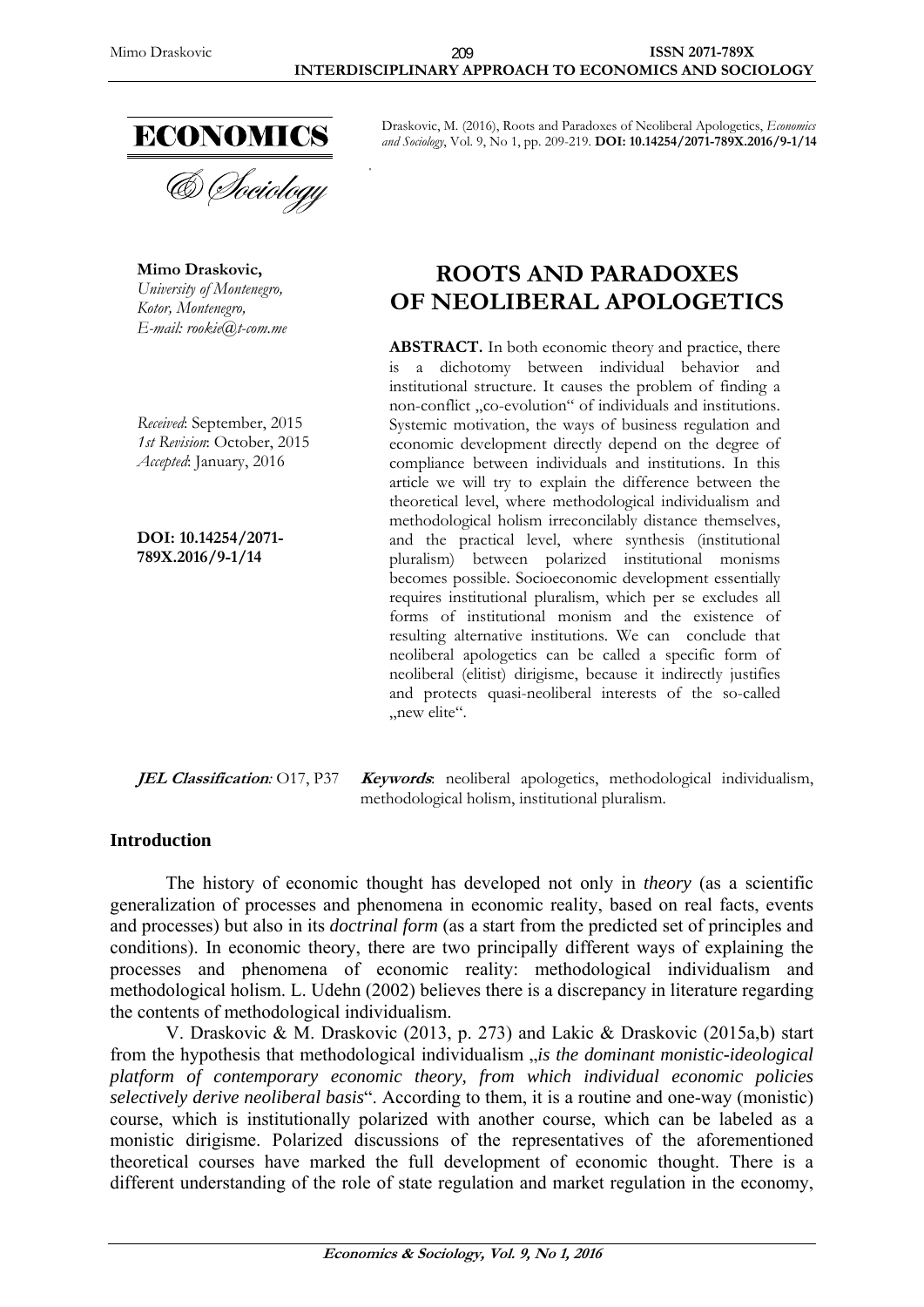Draskovic, M. (2016), Roots and Paradoxes of Neoliberal Apologetics, *Economics and Sociology*, Vol. 9, No 1, pp. 209-219. **DOI: 10.14254/2071-789X.2016/9-1/14**

**Mimo Draskovic,**
*University of Montenegro,*
*Kotor, Montenegro,*
*E-mail: rookie@t-com.me*

*Received*: September, 2015
*1st Revision*: October, 2015
*Accepted*: January, 2016

**DOI: 10.14254/2071-789X.2016/9-1/14**

# ROOTS AND PARADOXES OF NEOLIBERAL APOLOGETICS

**ABSTRACT.** In both economic theory and practice, there is a dichotomy between individual behavior and institutional structure. It causes the problem of finding a non-conflict „co-evolution" of individuals and institutions. Systemic motivation, the ways of business regulation and economic development directly depend on the degree of compliance between individuals and institutions. In this article we will try to explain the difference between the theoretical level, where methodological individualism and methodological holism irreconcilably distance themselves, and the practical level, where synthesis (institutional pluralism) between polarized institutional monisms becomes possible. Socioeconomic development essentially requires institutional pluralism, which per se excludes all forms of institutional monism and the existence of resulting alternative institutions. We can conclude that neoliberal apologetics can be called a specific form of neoliberal (elitist) dirigisme, because it indirectly justifies and protects quasi-neoliberal interests of the so-called „new elite".

***JEL Classification**:* O17, P37 ***Keywords***: neoliberal apologetics, methodological individualism, methodological holism, institutional pluralism.

## Introduction

The history of economic thought has developed not only in *theory* (as a scientific generalization of processes and phenomena in economic reality, based on real facts, events and processes) but also in its *doctrinal form* (as a start from the predicted set of principles and conditions). In economic theory, there are two principally different ways of explaining the processes and phenomena of economic reality: methodological individualism and methodological holism. L. Udehn (2002) believes there is a discrepancy in literature regarding the contents of methodological individualism.

V. Draskovic & M. Draskovic (2013, p. 273) and Lakic & Draskovic (2015a,b) start from the hypothesis that methodological individualism „*is the dominant monistic-ideological platform of contemporary economic theory, from which individual economic policies selectively derive neoliberal basis*". According to them, it is a routine and one-way (monistic) course, which is institutionally polarized with another course, which can be labeled as a monistic dirigisme. Polarized discussions of the representatives of the aforementioned theoretical courses have marked the full development of economic thought. There is a different understanding of the role of state regulation and market regulation in the economy,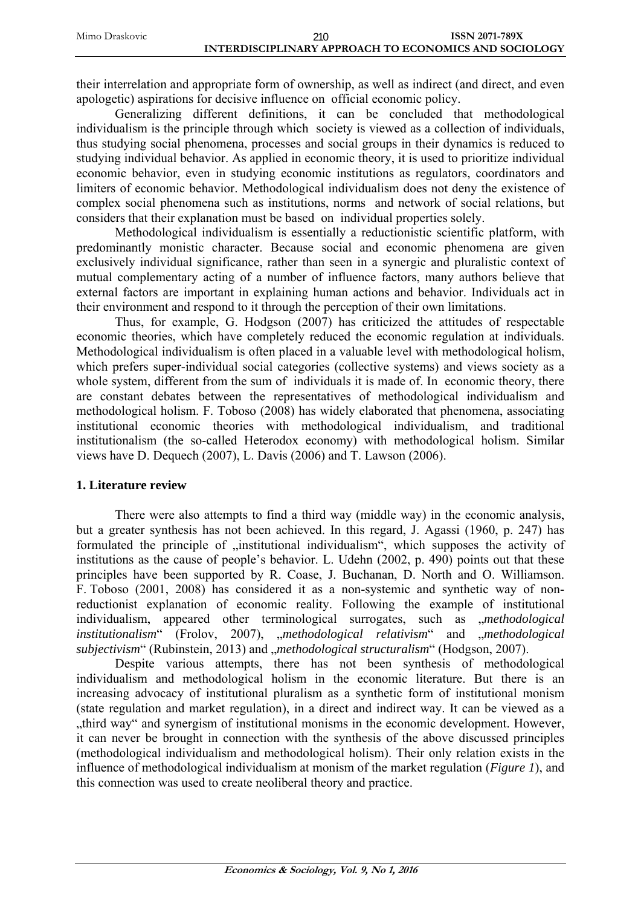their interrelation and appropriate form of ownership, as well as indirect (and direct, and even apologetic) aspirations for decisive influence on official economic policy.

Generalizing different definitions, it can be concluded that methodological individualism is the principle through which society is viewed as a collection of individuals, thus studying social phenomena, processes and social groups in their dynamics is reduced to studying individual behavior. As applied in economic theory, it is used to prioritize individual economic behavior, even in studying economic institutions as regulators, coordinators and limiters of economic behavior. Methodological individualism does not deny the existence of complex social phenomena such as institutions, norms and network of social relations, but considers that their explanation must be based on individual properties solely.

Methodological individualism is essentially a reductionistic scientific platform, with predominantly monistic character. Because social and economic phenomena are given exclusively individual significance, rather than seen in a synergic and pluralistic context of mutual complementary acting of a number of influence factors, many authors believe that external factors are important in explaining human actions and behavior. Individuals act in their environment and respond to it through the perception of their own limitations.

Thus, for example, G. Hodgson (2007) has criticized the attitudes of respectable economic theories, which have completely reduced the economic regulation at individuals. Methodological individualism is often placed in a valuable level with methodological holism, which prefers super-individual social categories (collective systems) and views society as a whole system, different from the sum of individuals it is made of. In economic theory, there are constant debates between the representatives of methodological individualism and methodological holism. F. Toboso (2008) has widely elaborated that phenomena, associating institutional economic theories with methodological individualism, and traditional institutionalism (the so-called Heterodox economy) with methodological holism. Similar views have D. Dequech (2007), L. Davis (2006) and T. Lawson (2006).

## 1. Literature review

There were also attempts to find a third way (middle way) in the economic analysis, but a greater synthesis has not been achieved. In this regard, J. Agassi (1960, p. 247) has formulated the principle of „institutional individualism“, which supposes the activity of institutions as the cause of people's behavior. L. Udehn (2002, p. 490) points out that these principles have been supported by R. Coase, J. Buchanan, D. North and O. Williamson. F. Toboso (2001, 2008) has considered it as a non-systemic and synthetic way of non-reductionist explanation of economic reality. Following the example of institutional individualism, appeared other terminological surrogates, such as „*methodological institutionalism*“ (Frolov, 2007), „*methodological relativism*“ and „*methodological subjectivism*“ (Rubinstein, 2013) and „*methodological structuralism*“ (Hodgson, 2007).

Despite various attempts, there has not been synthesis of methodological individualism and methodological holism in the economic literature. But there is an increasing advocacy of institutional pluralism as a synthetic form of institutional monism (state regulation and market regulation), in a direct and indirect way. It can be viewed as a „third way“ and synergism of institutional monisms in the economic development. However, it can never be brought in connection with the synthesis of the above discussed principles (methodological individualism and methodological holism). Their only relation exists in the influence of methodological individualism at monism of the market regulation (*Figure 1*), and this connection was used to create neoliberal theory and practice.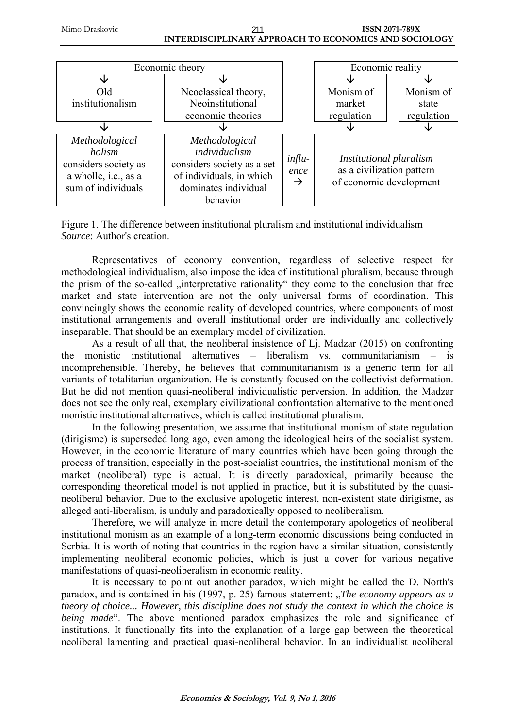| Economic theory | | | Economic reality | |
|---|---|---|---|---|
| ↓ | ↓ | | ↓ | ↓ |
| Old institutionalism | Neoclassical theory, Neoinstitutional economic theories | | Monism of market regulation | Monism of state regulation |
| ↓ | ↓ | | ↓ | ↓ |
| *Methodological holism* considers society as a wholle, i.e., as a sum of individuals | *Methodological individualism* considers society as a set of individuals, in which dominates individual behavior | *influ-ence* → | *Institutional pluralism* as a civilization pattern of economic development | |

Figure 1. The difference between institutional pluralism and institutional individualism
*Source*: Author's creation.

Representatives of economy convention, regardless of selective respect for methodological individualism, also impose the idea of institutional pluralism, because through the prism of the so-called „interpretative rationality" they come to the conclusion that free market and state intervention are not the only universal forms of coordination. This convincingly shows the economic reality of developed countries, where components of most institutional arrangements and overall institutional order are individually and collectively inseparable. That should be an exemplary model of civilization.

As a result of all that, the neoliberal insistence of Lj. Madzar (2015) on confronting the monistic institutional alternatives – liberalism vs. communitarianism – is incomprehensible. Thereby, he believes that communitarianism is a generic term for all variants of totalitarian organization. He is constantly focused on the collectivist deformation. But he did not mention quasi-neoliberal individualistic perversion. In addition, the Madzar does not see the only real, exemplary civilizational confrontation alternative to the mentioned monistic institutional alternatives, which is called institutional pluralism.

In the following presentation, we assume that institutional monism of state regulation (dirigisme) is superseded long ago, even among the ideological heirs of the socialist system. However, in the economic literature of many countries which have been going through the process of transition, especially in the post-socialist countries, the institutional monism of the market (neoliberal) type is actual. It is directly paradoxical, primarily because the corresponding theoretical model is not applied in practice, but it is substituted by the quasi-neoliberal behavior. Due to the exclusive apologetic interest, non-existent state dirigisme, as alleged anti-liberalism, is unduly and paradoxically opposed to neoliberalism.

Therefore, we will analyze in more detail the contemporary apologetics of neoliberal institutional monism as an example of a long-term economic discussions being conducted in Serbia. It is worth of noting that countries in the region have a similar situation, consistently implementing neoliberal economic policies, which is just a cover for various negative manifestations of quasi-neoliberalism in economic reality.

It is necessary to point out another paradox, which might be called the D. North's paradox, and is contained in his (1997, p. 25) famous statement: „*The economy appears as a theory of choice... However, this discipline does not study the context in which the choice is being made*". The above mentioned paradox emphasizes the role and significance of institutions. It functionally fits into the explanation of a large gap between the theoretical neoliberal lamenting and practical quasi-neoliberal behavior. In an individualist neoliberal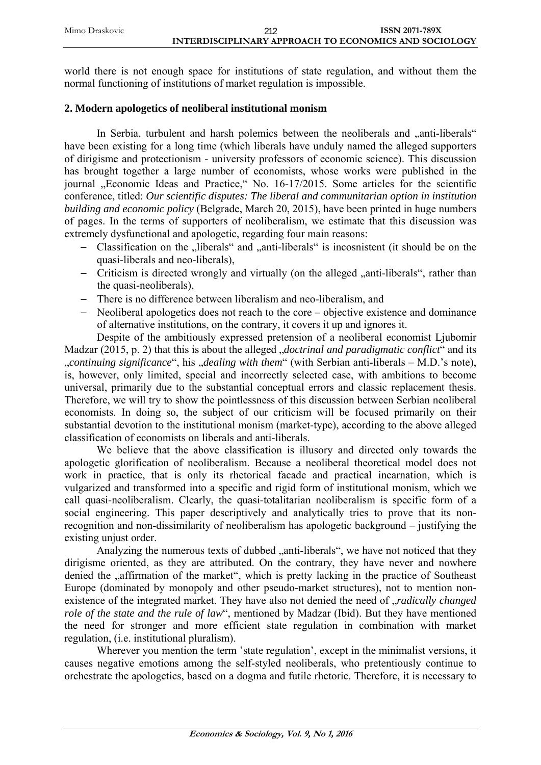world there is not enough space for institutions of state regulation, and without them the normal functioning of institutions of market regulation is impossible.

## 2. Modern apologetics of neoliberal institutional monism

In Serbia, turbulent and harsh polemics between the neoliberals and „anti-liberals" have been existing for a long time (which liberals have unduly named the alleged supporters of dirigisme and protectionism - university professors of economic science). This discussion has brought together a large number of economists, whose works were published in the journal „Economic Ideas and Practice," No. 16-17/2015. Some articles for the scientific conference, titled: *Our scientific disputes: The liberal and communitarian option in institution building and economic policy* (Belgrade, March 20, 2015), have been printed in huge numbers of pages. In the terms of supporters of neoliberalism, we estimate that this discussion was extremely dysfunctional and apologetic, regarding four main reasons:

- Classification on the „liberals" and „anti-liberals" is incosnistent (it should be on the quasi-liberals and neo-liberals),
- Criticism is directed wrongly and virtually (on the alleged „anti-liberals", rather than the quasi-neoliberals),
- There is no difference between liberalism and neo-liberalism, and
- Neoliberal apologetics does not reach to the core – objective existence and dominance of alternative institutions, on the contrary, it covers it up and ignores it.

Despite of the ambitiously expressed pretension of a neoliberal economist Ljubomir Madzar (2015, p. 2) that this is about the alleged „*doctrinal and paradigmatic conflict*" and its „*continuing significance*", his „*dealing with them*" (with Serbian anti-liberals – M.D.'s note), is, however, only limited, special and incorrectly selected case, with ambitions to become universal, primarily due to the substantial conceptual errors and classic replacement thesis. Therefore, we will try to show the pointlessness of this discussion between Serbian neoliberal economists. In doing so, the subject of our criticism will be focused primarily on their substantial devotion to the institutional monism (market-type), according to the above alleged classification of economists on liberals and anti-liberals.

We believe that the above classification is illusory and directed only towards the apologetic glorification of neoliberalism. Because a neoliberal theoretical model does not work in practice, that is only its rhetorical facade and practical incarnation, which is vulgarized and transformed into a specific and rigid form of institutional monism, which we call quasi-neoliberalism. Clearly, the quasi-totalitarian neoliberalism is specific form of a social engineering. This paper descriptively and analytically tries to prove that its non-recognition and non-dissimilarity of neoliberalism has apologetic background – justifying the existing unjust order.

Analyzing the numerous texts of dubbed „anti-liberals", we have not noticed that they dirigisme oriented, as they are attributed. On the contrary, they have never and nowhere denied the „affirmation of the market", which is pretty lacking in the practice of Southeast Europe (dominated by monopoly and other pseudo-market structures), not to mention non-existence of the integrated market. They have also not denied the need of „*radically changed role of the state and the rule of law*", mentioned by Madzar (Ibid). But they have mentioned the need for stronger and more efficient state regulation in combination with market regulation, (i.e. institutional pluralism).

Wherever you mention the term 'state regulation', except in the minimalist versions, it causes negative emotions among the self-styled neoliberals, who pretentiously continue to orchestrate the apologetics, based on a dogma and futile rhetoric. Therefore, it is necessary to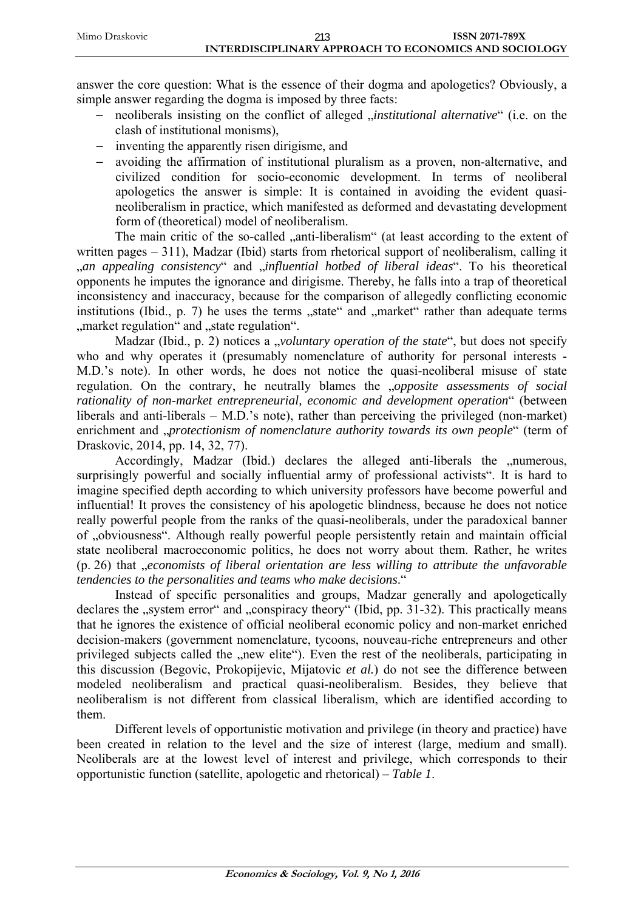answer the core question: What is the essence of their dogma and apologetics? Obviously, a simple answer regarding the dogma is imposed by three facts:

- neoliberals insisting on the conflict of alleged „*institutional alternative*" (i.e. on the clash of institutional monisms),
- inventing the apparently risen dirigisme, and
- avoiding the affirmation of institutional pluralism as a proven, non-alternative, and civilized condition for socio-economic development. In terms of neoliberal apologetics the answer is simple: It is contained in avoiding the evident quasi-neoliberalism in practice, which manifested as deformed and devastating development form of (theoretical) model of neoliberalism.

The main critic of the so-called „anti-liberalism" (at least according to the extent of written pages – 311), Madzar (Ibid) starts from rhetorical support of neoliberalism, calling it „*an appealing consistency*" and „*influential hotbed of liberal ideas*". To his theoretical opponents he imputes the ignorance and dirigisme. Thereby, he falls into a trap of theoretical inconsistency and inaccuracy, because for the comparison of allegedly conflicting economic institutions (Ibid., p. 7) he uses the terms „state" and „market" rather than adequate terms „market regulation" and „state regulation".

Madzar (Ibid., p. 2) notices a „*voluntary operation of the state*", but does not specify who and why operates it (presumably nomenclature of authority for personal interests - M.D.'s note). In other words, he does not notice the quasi-neoliberal misuse of state regulation. On the contrary, he neutrally blames the „*opposite assessments of social rationality of non-market entrepreneurial, economic and development operation*" (between liberals and anti-liberals – M.D.'s note), rather than perceiving the privileged (non-market) enrichment and „*protectionism of nomenclature authority towards its own people*" (term of Draskovic, 2014, pp. 14, 32, 77).

Accordingly, Madzar (Ibid.) declares the alleged anti-liberals the „numerous, surprisingly powerful and socially influential army of professional activists". It is hard to imagine specified depth according to which university professors have become powerful and influential! It proves the consistency of his apologetic blindness, because he does not notice really powerful people from the ranks of the quasi-neoliberals, under the paradoxical banner of „obviousness". Although really powerful people persistently retain and maintain official state neoliberal macroeconomic politics, he does not worry about them. Rather, he writes (p. 26) that „*economists of liberal orientation are less willing to attribute the unfavorable tendencies to the personalities and teams who make decisions*."

Instead of specific personalities and groups, Madzar generally and apologetically declares the „system error" and „conspiracy theory" (Ibid, pp. 31-32). This practically means that he ignores the existence of official neoliberal economic policy and non-market enriched decision-makers (government nomenclature, tycoons, nouveau-riche entrepreneurs and other privileged subjects called the „new elite"). Even the rest of the neoliberals, participating in this discussion (Begovic, Prokopijevic, Mijatovic *et al.*) do not see the difference between modeled neoliberalism and practical quasi-neoliberalism. Besides, they believe that neoliberalism is not different from classical liberalism, which are identified according to them.

Different levels of opportunistic motivation and privilege (in theory and practice) have been created in relation to the level and the size of interest (large, medium and small). Neoliberals are at the lowest level of interest and privilege, which corresponds to their opportunistic function (satellite, apologetic and rhetorical) – *Table 1*.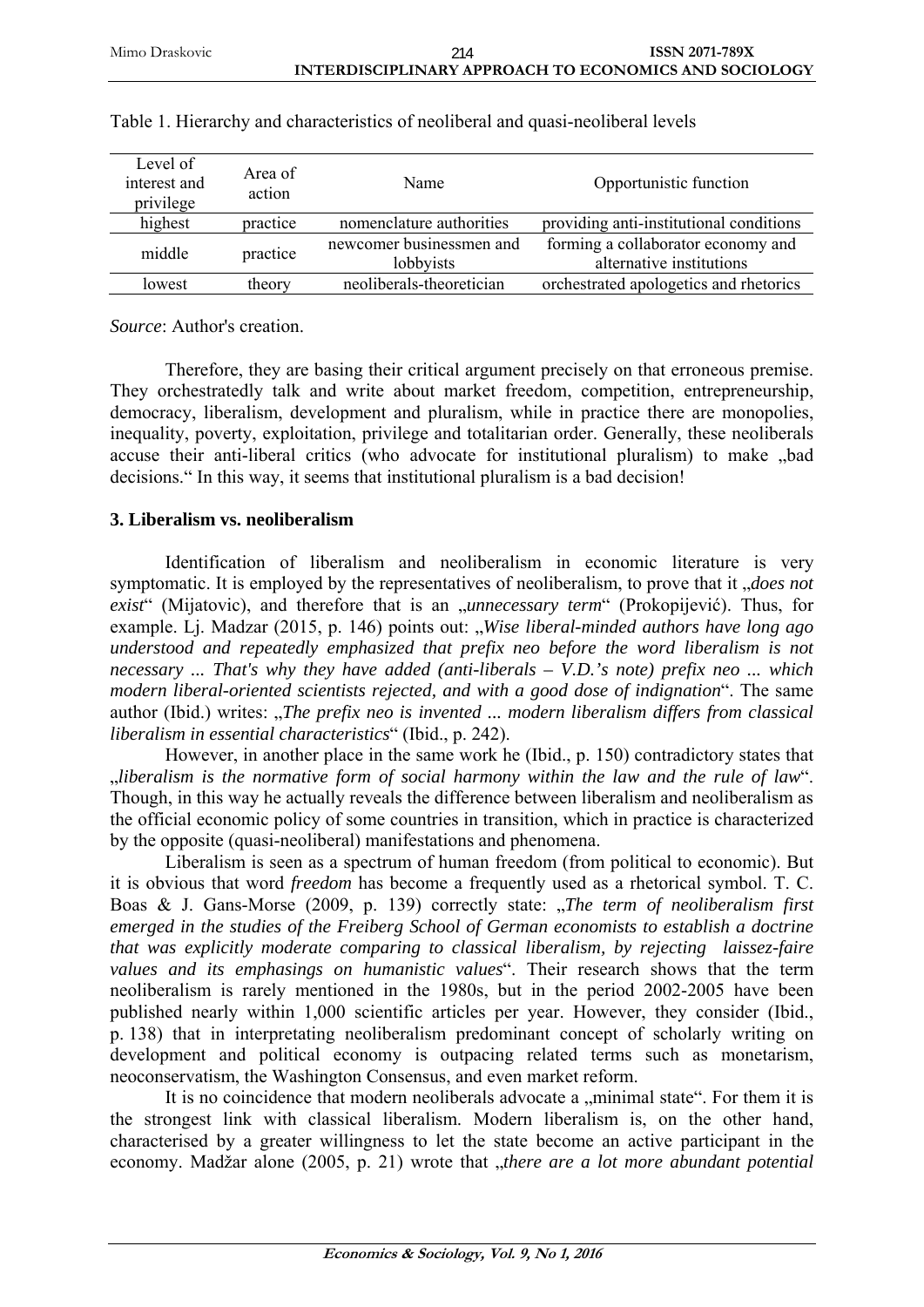Table 1. Hierarchy and characteristics of neoliberal and quasi-neoliberal levels

| Level of interest and privilege | Area of action | Name | Opportunistic function |
|---|---|---|---|
| highest | practice | nomenclature authorities | providing anti-institutional conditions |
| middle | practice | newcomer businessmen and lobbyists | forming a collaborator economy and alternative institutions |
| lowest | theory | neoliberals-theoretician | orchestrated apologetics and rhetorics |

*Source*: Author's creation.

Therefore, they are basing their critical argument precisely on that erroneous premise. They orchestratedly talk and write about market freedom, competition, entrepreneurship, democracy, liberalism, development and pluralism, while in practice there are monopolies, inequality, poverty, exploitation, privilege and totalitarian order. Generally, these neoliberals accuse their anti-liberal critics (who advocate for institutional pluralism) to make „bad decisions." In this way, it seems that institutional pluralism is a bad decision!

### 3. Liberalism vs. neoliberalism

Identification of liberalism and neoliberalism in economic literature is very symptomatic. It is employed by the representatives of neoliberalism, to prove that it „*does not exist*" (Mijatovic), and therefore that is an „*unnecessary term*" (Prokopijević). Thus, for example. Lj. Madzar (2015, p. 146) points out: „*Wise liberal-minded authors have long ago understood and repeatedly emphasized that prefix neo before the word liberalism is not necessary ... That's why they have added (anti-liberals – V.D.'s note) prefix neo ... which modern liberal-oriented scientists rejected, and with a good dose of indignation*". The same author (Ibid.) writes: „*The prefix neo is invented ... modern liberalism differs from classical liberalism in essential characteristics*" (Ibid., p. 242).

However, in another place in the same work he (Ibid., p. 150) contradictory states that „*liberalism is the normative form of social harmony within the law and the rule of law*". Though, in this way he actually reveals the difference between liberalism and neoliberalism as the official economic policy of some countries in transition, which in practice is characterized by the opposite (quasi-neoliberal) manifestations and phenomena.

Liberalism is seen as a spectrum of human freedom (from political to economic). But it is obvious that word *freedom* has become a frequently used as a rhetorical symbol. T. C. Boas & J. Gans-Morse (2009, p. 139) correctly state: „*The term of neoliberalism first emerged in the studies of the Freiberg School of German economists to establish a doctrine that was explicitly moderate comparing to classical liberalism, by rejecting laissez-faire values and its emphasings on humanistic values*". Their research shows that the term neoliberalism is rarely mentioned in the 1980s, but in the period 2002-2005 have been published nearly within 1,000 scientific articles per year. However, they consider (Ibid., p. 138) that in interpretating neoliberalism predominant concept of scholarly writing on development and political economy is outpacing related terms such as monetarism, neoconservatism, the Washington Consensus, and even market reform.

It is no coincidence that modern neoliberals advocate a „minimal state". For them it is the strongest link with classical liberalism. Modern liberalism is, on the other hand, characterised by a greater willingness to let the state become an active participant in the economy. Madžar alone (2005, p. 21) wrote that „*there are a lot more abundant potential*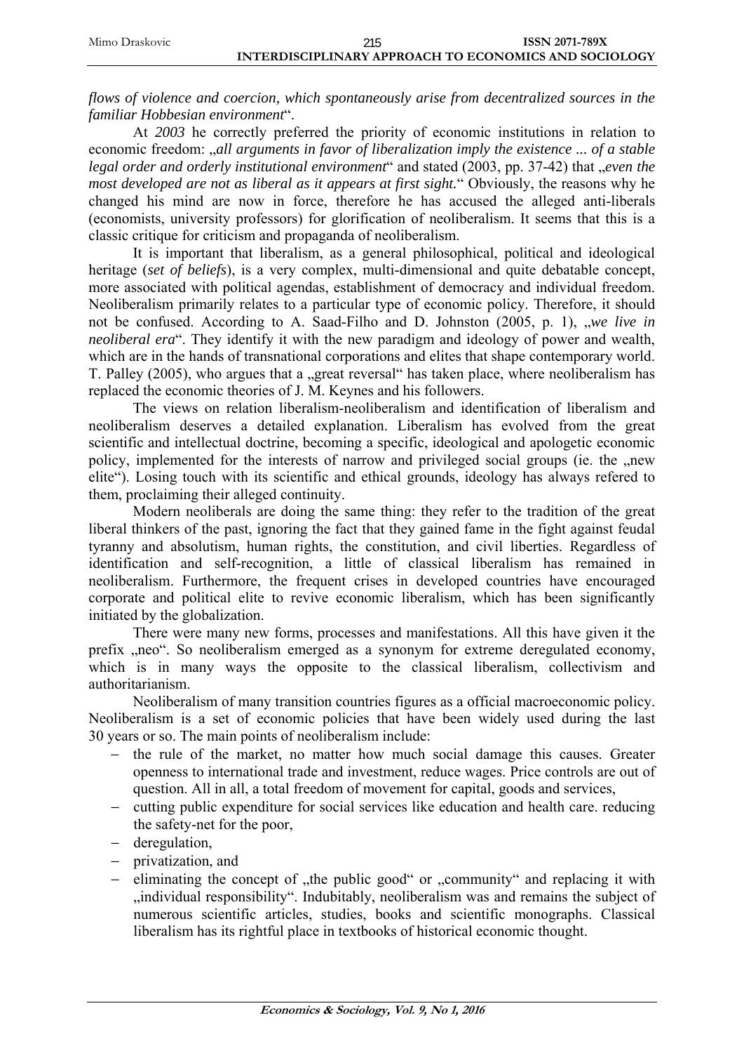*flows of violence and coercion, which spontaneously arise from decentralized sources in the familiar Hobbesian environment*".

At *2003* he correctly preferred the priority of economic institutions in relation to economic freedom: „*all arguments in favor of liberalization imply the existence ... of a stable legal order and orderly institutional environment*" and stated (2003, pp. 37-42) that „*even the most developed are not as liberal as it appears at first sight.*" Obviously, the reasons why he changed his mind are now in force, therefore he has accused the alleged anti-liberals (economists, university professors) for glorification of neoliberalism. It seems that this is a classic critique for criticism and propaganda of neoliberalism.

It is important that liberalism, as a general philosophical, political and ideological heritage (*set of beliefs*), is a very complex, multi-dimensional and quite debatable concept, more associated with political agendas, establishment of democracy and individual freedom. Neoliberalism primarily relates to a particular type of economic policy. Therefore, it should not be confused. According to A. Saad-Filho and D. Johnston (2005, p. 1), „*we live in neoliberal era*". They identify it with the new paradigm and ideology of power and wealth, which are in the hands of transnational corporations and elites that shape contemporary world. T. Palley (2005), who argues that a „great reversal" has taken place, where neoliberalism has replaced the economic theories of J. M. Keynes and his followers.

The views on relation liberalism-neoliberalism and identification of liberalism and neoliberalism deserves a detailed explanation. Liberalism has evolved from the great scientific and intellectual doctrine, becoming a specific, ideological and apologetic economic policy, implemented for the interests of narrow and privileged social groups (ie. the „new elite"). Losing touch with its scientific and ethical grounds, ideology has always refered to them, proclaiming their alleged continuity.

Modern neoliberals are doing the same thing: they refer to the tradition of the great liberal thinkers of the past, ignoring the fact that they gained fame in the fight against feudal tyranny and absolutism, human rights, the constitution, and civil liberties. Regardless of identification and self-recognition, a little of classical liberalism has remained in neoliberalism. Furthermore, the frequent crises in developed countries have encouraged corporate and political elite to revive economic liberalism, which has been significantly initiated by the globalization.

There were many new forms, processes and manifestations. All this have given it the prefix „neo". So neoliberalism emerged as a synonym for extreme deregulated economy, which is in many ways the opposite to the classical liberalism, collectivism and authoritarianism.

Neoliberalism of many transition countries figures as a official macroeconomic policy. Neoliberalism is a set of economic policies that have been widely used during the last 30 years or so. The main points of neoliberalism include:

- the rule of the market, no matter how much social damage this causes. Greater openness to international trade and investment, reduce wages. Price controls are out of question. All in all, a total freedom of movement for capital, goods and services,
- cutting public expenditure for social services like education and health care. reducing the safety-net for the poor,
- deregulation,
- privatization, and
- eliminating the concept of „the public good" or „community" and replacing it with „individual responsibility". Indubitably, neoliberalism was and remains the subject of numerous scientific articles, studies, books and scientific monographs. Classical liberalism has its rightful place in textbooks of historical economic thought.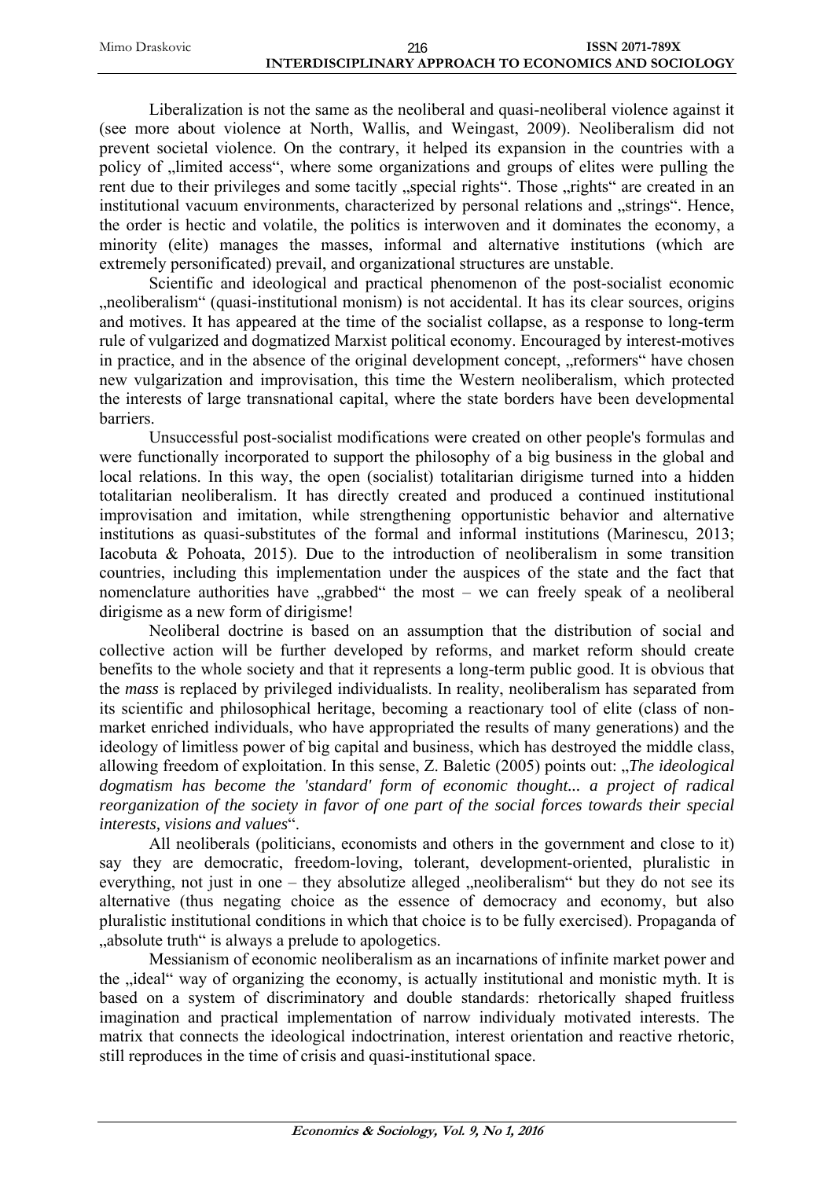Liberalization is not the same as the neoliberal and quasi-neoliberal violence against it (see more about violence at North, Wallis, and Weingast, 2009). Neoliberalism did not prevent societal violence. On the contrary, it helped its expansion in the countries with a policy of „limited access", where some organizations and groups of elites were pulling the rent due to their privileges and some tacitly „special rights". Those „rights" are created in an institutional vacuum environments, characterized by personal relations and „strings". Hence, the order is hectic and volatile, the politics is interwoven and it dominates the economy, a minority (elite) manages the masses, informal and alternative institutions (which are extremely personificated) prevail, and organizational structures are unstable.

Scientific and ideological and practical phenomenon of the post-socialist economic „neoliberalism" (quasi-institutional monism) is not accidental. It has its clear sources, origins and motives. It has appeared at the time of the socialist collapse, as a response to long-term rule of vulgarized and dogmatized Marxist political economy. Encouraged by interest-motives in practice, and in the absence of the original development concept, „reformers" have chosen new vulgarization and improvisation, this time the Western neoliberalism, which protected the interests of large transnational capital, where the state borders have been developmental barriers.

Unsuccessful post-socialist modifications were created on other people's formulas and were functionally incorporated to support the philosophy of a big business in the global and local relations. In this way, the open (socialist) totalitarian dirigisme turned into a hidden totalitarian neoliberalism. It has directly created and produced a continued institutional improvisation and imitation, while strengthening opportunistic behavior and alternative institutions as quasi-substitutes of the formal and informal institutions (Marinescu, 2013; Iacobuta & Pohoata, 2015). Due to the introduction of neoliberalism in some transition countries, including this implementation under the auspices of the state and the fact that nomenclature authorities have „grabbed" the most – we can freely speak of a neoliberal dirigisme as a new form of dirigisme!

Neoliberal doctrine is based on an assumption that the distribution of social and collective action will be further developed by reforms, and market reform should create benefits to the whole society and that it represents a long-term public good. It is obvious that the *mass* is replaced by privileged individualists. In reality, neoliberalism has separated from its scientific and philosophical heritage, becoming a reactionary tool of elite (class of non-market enriched individuals, who have appropriated the results of many generations) and the ideology of limitless power of big capital and business, which has destroyed the middle class, allowing freedom of exploitation. In this sense, Z. Baletic (2005) points out: „*The ideological dogmatism has become the 'standard' form of economic thought... a project of radical reorganization of the society in favor of one part of the social forces towards their special interests, visions and values*".

All neoliberals (politicians, economists and others in the government and close to it) say they are democratic, freedom-loving, tolerant, development-oriented, pluralistic in everything, not just in one – they absolutize alleged „neoliberalism" but they do not see its alternative (thus negating choice as the essence of democracy and economy, but also pluralistic institutional conditions in which that choice is to be fully exercised). Propaganda of „absolute truth" is always a prelude to apologetics.

Messianism of economic neoliberalism as an incarnations of infinite market power and the „ideal" way of organizing the economy, is actually institutional and monistic myth. It is based on a system of discriminatory and double standards: rhetorically shaped fruitless imagination and practical implementation of narrow individualy motivated interests. The matrix that connects the ideological indoctrination, interest orientation and reactive rhetoric, still reproduces in the time of crisis and quasi-institutional space.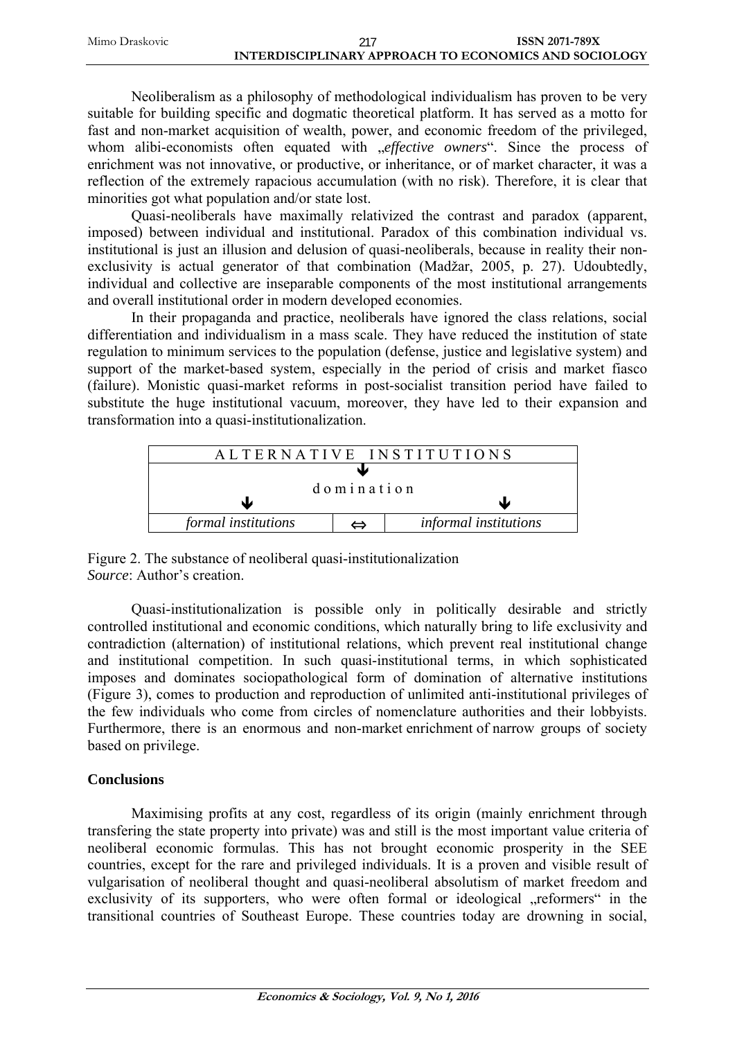Neoliberalism as a philosophy of methodological individualism has proven to be very suitable for building specific and dogmatic theoretical platform. It has served as a motto for fast and non-market acquisition of wealth, power, and economic freedom of the privileged, whom alibi-economists often equated with „*effective owners*". Since the process of enrichment was not innovative, or productive, or inheritance, or of market character, it was a reflection of the extremely rapacious accumulation (with no risk). Therefore, it is clear that minorities got what population and/or state lost.

Quasi-neoliberals have maximally relativized the contrast and paradox (apparent, imposed) between individual and institutional. Paradox of this combination individual vs. institutional is just an illusion and delusion of quasi-neoliberals, because in reality their non-exclusivity is actual generator of that combination (Madžar, 2005, p. 27). Udoubtedly, individual and collective are inseparable components of the most institutional arrangements and overall institutional order in modern developed economies.

In their propaganda and practice, neoliberals have ignored the class relations, social differentiation and individualism in a mass scale. They have reduced the institution of state regulation to minimum services to the population (defense, justice and legislative system) and support of the market-based system, especially in the period of crisis and market fiasco (failure). Monistic quasi-market reforms in post-socialist transition period have failed to substitute the huge institutional vacuum, moreover, they have led to their expansion and transformation into a quasi-institutionalization.

| ALTERNATIVE INSTITUTIONS | | |
|---|---|---|
| ↓ domination ↓ ↓ | | |
| *formal institutions* | ⇔ | *informal institutions* |

Figure 2. The substance of neoliberal quasi-institutionalization
*Source*: Author's creation.

Quasi-institutionalization is possible only in politically desirable and strictly controlled institutional and economic conditions, which naturally bring to life exclusivity and contradiction (alternation) of institutional relations, which prevent real institutional change and institutional competition. In such quasi-institutional terms, in which sophisticated imposes and dominates sociopathological form of domination of alternative institutions (Figure 3), comes to production and reproduction of unlimited anti-institutional privileges of the few individuals who come from circles of nomenclature authorities and their lobbyists. Furthermore, there is an enormous and non-market enrichment of narrow groups of society based on privilege.

## Conclusions

Maximising profits at any cost, regardless of its origin (mainly enrichment through transfering the state property into private) was and still is the most important value criteria of neoliberal economic formulas. This has not brought economic prosperity in the SEE countries, except for the rare and privileged individuals. It is a proven and visible result of vulgarisation of neoliberal thought and quasi-neoliberal absolutism of market freedom and exclusivity of its supporters, who were often formal or ideological „reformers" in the transitional countries of Southeast Europe. These countries today are drowning in social,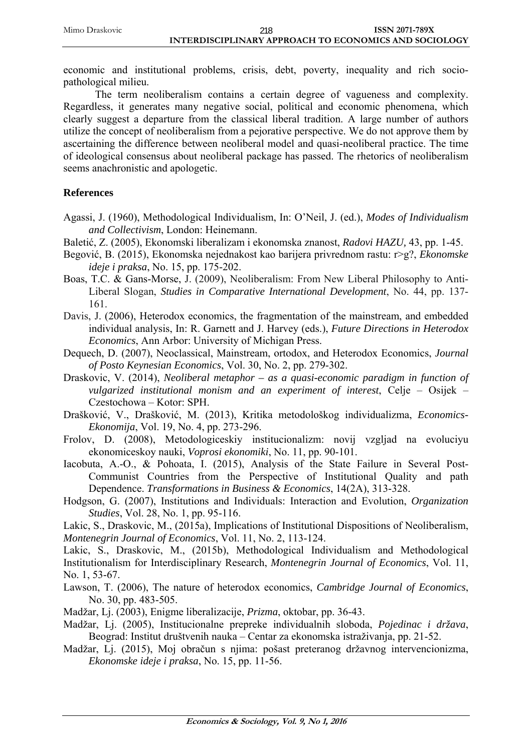economic and institutional problems, crisis, debt, poverty, inequality and rich socio-pathological milieu.

The term neoliberalism contains a certain degree of vagueness and complexity. Regardless, it generates many negative social, political and economic phenomena, which clearly suggest a departure from the classical liberal tradition. A large number of authors utilize the concept of neoliberalism from a pejorative perspective. We do not approve them by ascertaining the difference between neoliberal model and quasi-neoliberal practice. The time of ideological consensus about neoliberal package has passed. The rhetorics of neoliberalism seems anachronistic and apologetic.

## References

Agassi, J. (1960), Methodological Individualism, In: O'Neil, J. (ed.), *Modes of Individualism and Collectivism*, London: Heinemann.

Baletić, Z. (2005), Ekonomski liberalizam i ekonomska znanost, *Radovi HAZU*, 43, pp. 1-45.

Begović, B. (2015), Ekonomska nejednakost kao barijera privrednom rastu: r>g?, *Ekonomske ideje i praksa*, No. 15, pp. 175-202.

Boas, T.C. & Gans-Morse, J. (2009), Neoliberalism: From New Liberal Philosophy to Anti-Liberal Slogan, *Studies in Comparative International Development*, No. 44, pp. 137-161.

Davis, J. (2006), Heterodox economics, the fragmentation of the mainstream, and embedded individual analysis, In: R. Garnett and J. Harvey (eds.), *Future Directions in Heterodox Economics*, Ann Arbor: University of Michigan Press.

Dequech, D. (2007), Neoclassical, Mainstream, ortodox, and Heterodox Economics, *Journal of Posto Keynesian Economics*, Vol. 30, No. 2, pp. 279-302.

Draskovic, V. (2014), *Neoliberal metaphor – as a quasi-economic paradigm in function of vulgarized institutional monism and an experiment of interest*, Celje – Osijek – Czestochowa – Kotor: SPH.

Drašković, V., Drašković, M. (2013), Kritika metodološkog individualizma, *Economics-Ekonomija*, Vol. 19, No. 4, pp. 273-296.

Frolov, D. (2008), Metodologiceskiy institucionalizm: novij vzgljad na evoluciyu ekonomiceskoy nauki, *Voprosi ekonomiki*, No. 11, pp. 90-101.

Iacobuta, A.-O., & Pohoata, I. (2015), Analysis of the State Failure in Several Post-Communist Countries from the Perspective of Institutional Quality and path Dependence. *Transformations in Business & Economics*, 14(2A), 313-328.

Hodgson, G. (2007), Institutions and Individuals: Interaction and Evolution, *Organization Studies*, Vol. 28, No. 1, pp. 95-116.

Lakic, S., Draskovic, M., (2015a), Implications of Institutional Dispositions of Neoliberalism, *Montenegrin Journal of Economics*, Vol. 11, No. 2, 113-124.

Lakic, S., Draskovic, M., (2015b), Methodological Individualism and Methodological Institutionalism for Interdisciplinary Research, *Montenegrin Journal of Economics*, Vol. 11, No. 1, 53-67.

Lawson, T. (2006), The nature of heterodox economics, *Cambridge Journal of Economics*, No. 30, pp. 483-505.

Madžar, Lj. (2003), Enigme liberalizacije, *Prizma*, oktobar, pp. 36-43.

Madžar, Lj. (2005), Institucionalne prepreke individualnih sloboda, *Pojedinac i država*, Beograd: Institut društvenih nauka – Centar za ekonomska istraživanja, pp. 21-52.

Madžar, Lj. (2015), Moj obračun s njima: pošast preteranog državnog intervencionizma, *Ekonomske ideje i praksa*, No. 15, pp. 11-56.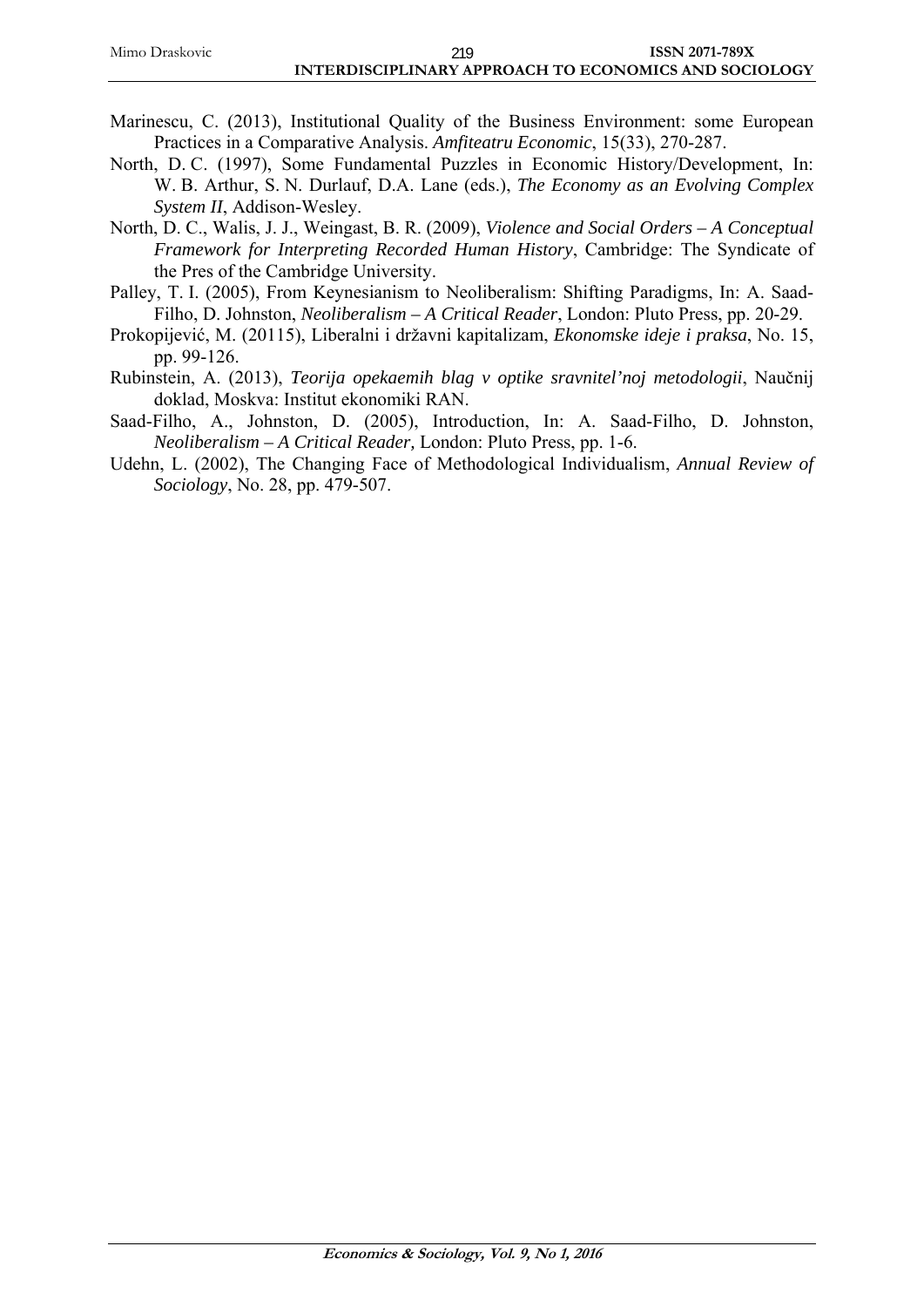Marinescu, C. (2013), Institutional Quality of the Business Environment: some European Practices in a Comparative Analysis. *Amfiteatru Economic*, 15(33), 270-287.

North, D. C. (1997), Some Fundamental Puzzles in Economic History/Development, In: W. B. Arthur, S. N. Durlauf, D.A. Lane (eds.), *The Economy as an Evolving Complex System II*, Addison-Wesley.

North, D. C., Walis, J. J., Weingast, B. R. (2009), *Violence and Social Orders – A Conceptual Framework for Interpreting Recorded Human History*, Cambridge: The Syndicate of the Pres of the Cambridge University.

Palley, T. I. (2005), From Keynesianism to Neoliberalism: Shifting Paradigms, In: A. Saad-Filho, D. Johnston, *Neoliberalism – A Critical Reader*, London: Pluto Press, pp. 20-29.

Prokopijević, M. (20115), Liberalni i državni kapitalizam, *Ekonomske ideje i praksa*, No. 15, pp. 99-126.

Rubinstein, A. (2013), *Teorija opekaemih blag v optike sravnitel'noj metodologii*, Naučnij doklad, Moskva: Institut ekonomiki RAN.

Saad-Filho, A., Johnston, D. (2005), Introduction, In: A. Saad-Filho, D. Johnston, *Neoliberalism – A Critical Reader,* London: Pluto Press, pp. 1-6.

Udehn, L. (2002), The Changing Face of Methodological Individualism, *Annual Review of Sociology*, No. 28, pp. 479-507.